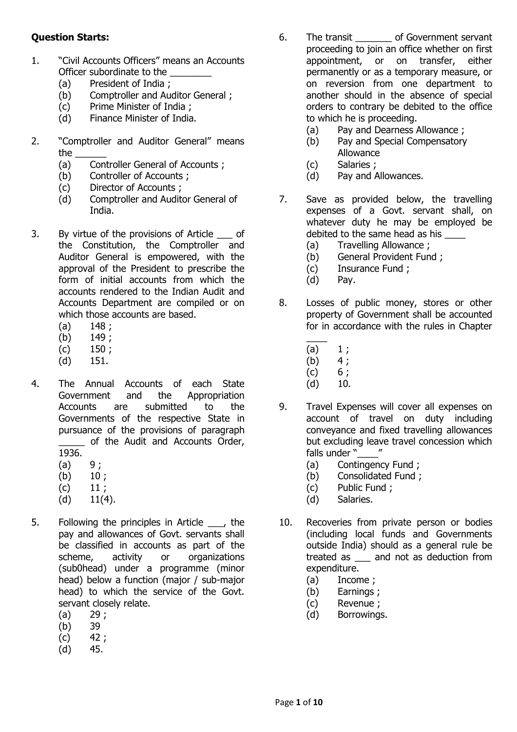**Question Starts:**

1. "Civil Accounts Officers" means an Accounts Officer subordinate to the ________
   (a) President of India ;
   (b) Comptroller and Auditor General ;
   (c) Prime Minister of India ;
   (d) Finance Minister of India.

2. "Comptroller and Auditor General" means the ______
   (a) Controller General of Accounts ;
   (b) Controller of Accounts ;
   (c) Director of Accounts ;
   (d) Comptroller and Auditor General of India.

3. By virtue of the provisions of Article ___ of the Constitution, the Comptroller and Auditor General is empowered, with the approval of the President to prescribe the form of initial accounts from which the accounts rendered to the Indian Audit and Accounts Department are compiled or on which those accounts are based.
   (a) 148 ;
   (b) 149 ;
   (c) 150 ;
   (d) 151.

4. The Annual Accounts of each State Government and the Appropriation Accounts are submitted to the Governments of the respective State in pursuance of the provisions of paragraph _____ of the Audit and Accounts Order, 1936.
   (a) 9 ;
   (b) 10 ;
   (c) 11 ;
   (d) 11(4).

5. Following the principles in Article ___, the pay and allowances of Govt. servants shall be classified in accounts as part of the scheme, activity or organizations (sub0head) under a programme (minor head) below a function (major / sub-major head) to which the service of the Govt. servant closely relate.
   (a) 29 ;
   (b) 39
   (c) 42 ;
   (d) 45.

6. The transit _______ of Government servant proceeding to join an office whether on first appointment, or on transfer, either permanently or as a temporary measure, or on reversion from one department to another should in the absence of special orders to contrary be debited to the office to which he is proceeding.
   (a) Pay and Dearness Allowance ;
   (b) Pay and Special Compensatory Allowance
   (c) Salaries ;
   (d) Pay and Allowances.

7. Save as provided below, the travelling expenses of a Govt. servant shall, on whatever duty he may be employed be debited to the same head as his ____
   (a) Travelling Allowance ;
   (b) General Provident Fund ;
   (c) Insurance Fund ;
   (d) Pay.

8. Losses of public money, stores or other property of Government shall be accounted for in accordance with the rules in Chapter ____
   (a) 1 ;
   (b) 4 ;
   (c) 6 ;
   (d) 10.

9. Travel Expenses will cover all expenses on account of travel on duty including conveyance and fixed travelling allowances but excluding leave travel concession which falls under "____"
   (a) Contingency Fund ;
   (b) Consolidated Fund ;
   (c) Public Fund ;
   (d) Salaries.

10. Recoveries from private person or bodies (including local funds and Governments outside India) should as a general rule be treated as ___ and not as deduction from expenditure.
    (a) Income ;
    (b) Earnings ;
    (c) Revenue ;
    (d) Borrowings.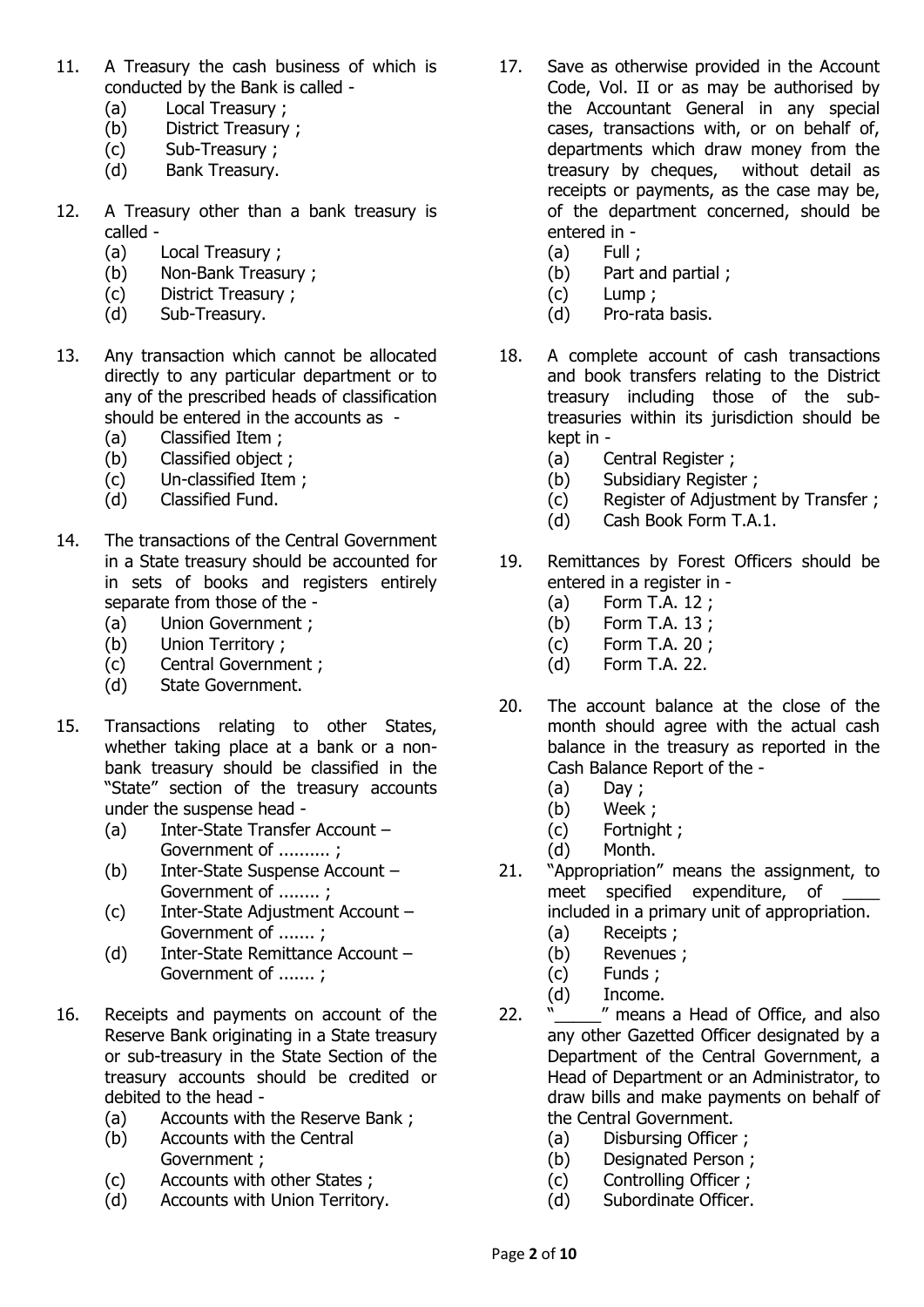11. A Treasury the cash business of which is conducted by the Bank is called -
    (a) Local Treasury ;
    (b) District Treasury ;
    (c) Sub-Treasury ;
    (d) Bank Treasury.

12. A Treasury other than a bank treasury is called -
    (a) Local Treasury ;
    (b) Non-Bank Treasury ;
    (c) District Treasury ;
    (d) Sub-Treasury.

13. Any transaction which cannot be allocated directly to any particular department or to any of the prescribed heads of classification should be entered in the accounts as -
    (a) Classified Item ;
    (b) Classified object ;
    (c) Un-classified Item ;
    (d) Classified Fund.

14. The transactions of the Central Government in a State treasury should be accounted for in sets of books and registers entirely separate from those of the -
    (a) Union Government ;
    (b) Union Territory ;
    (c) Central Government ;
    (d) State Government.

15. Transactions relating to other States, whether taking place at a bank or a non-bank treasury should be classified in the "State" section of the treasury accounts under the suspense head -
    (a) Inter-State Transfer Account – Government of .......... ;
    (b) Inter-State Suspense Account – Government of ........ ;
    (c) Inter-State Adjustment Account – Government of ....... ;
    (d) Inter-State Remittance Account – Government of ....... ;

16. Receipts and payments on account of the Reserve Bank originating in a State treasury or sub-treasury in the State Section of the treasury accounts should be credited or debited to the head -
    (a) Accounts with the Reserve Bank ;
    (b) Accounts with the Central Government ;
    (c) Accounts with other States ;
    (d) Accounts with Union Territory.

17. Save as otherwise provided in the Account Code, Vol. II or as may be authorised by the Accountant General in any special cases, transactions with, or on behalf of, departments which draw money from the treasury by cheques, without detail as receipts or payments, as the case may be, of the department concerned, should be entered in -
    (a) Full ;
    (b) Part and partial ;
    (c) Lump ;
    (d) Pro-rata basis.

18. A complete account of cash transactions and book transfers relating to the District treasury including those of the sub-treasuries within its jurisdiction should be kept in -
    (a) Central Register ;
    (b) Subsidiary Register ;
    (c) Register of Adjustment by Transfer ;
    (d) Cash Book Form T.A.1.

19. Remittances by Forest Officers should be entered in a register in -
    (a) Form T.A. 12 ;
    (b) Form T.A. 13 ;
    (c) Form T.A. 20 ;
    (d) Form T.A. 22.

20. The account balance at the close of the month should agree with the actual cash balance in the treasury as reported in the Cash Balance Report of the -
    (a) Day ;
    (b) Week ;
    (c) Fortnight ;
    (d) Month.

21. "Appropriation" means the assignment, to meet specified expenditure, of ____ included in a primary unit of appropriation.
    (a) Receipts ;
    (b) Revenues ;
    (c) Funds ;
    (d) Income.

22. "_____" means a Head of Office, and also any other Gazetted Officer designated by a Department of the Central Government, a Head of Department or an Administrator, to draw bills and make payments on behalf of the Central Government.
    (a) Disbursing Officer ;
    (b) Designated Person ;
    (c) Controlling Officer ;
    (d) Subordinate Officer.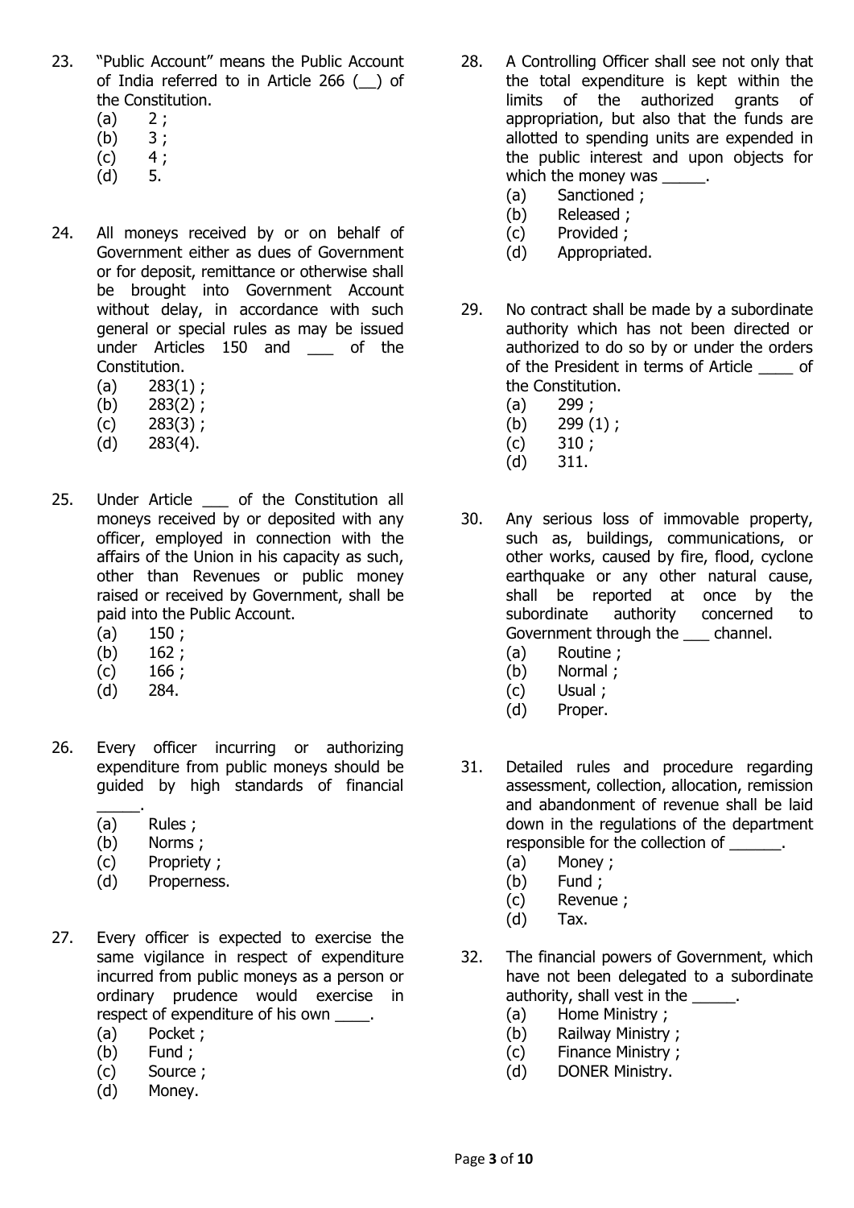23. "Public Account" means the Public Account of India referred to in Article 266 (__) of the Constitution.
    (a) 2 ;
    (b) 3 ;
    (c) 4 ;
    (d) 5.

24. All moneys received by or on behalf of Government either as dues of Government or for deposit, remittance or otherwise shall be brought into Government Account without delay, in accordance with such general or special rules as may be issued under Articles 150 and ___ of the Constitution.
    (a) 283(1) ;
    (b) 283(2) ;
    (c) 283(3) ;
    (d) 283(4).

25. Under Article ___ of the Constitution all moneys received by or deposited with any officer, employed in connection with the affairs of the Union in his capacity as such, other than Revenues or public money raised or received by Government, shall be paid into the Public Account.
    (a) 150 ;
    (b) 162 ;
    (c) 166 ;
    (d) 284.

26. Every officer incurring or authorizing expenditure from public moneys should be guided by high standards of financial _____.
    (a) Rules ;
    (b) Norms ;
    (c) Propriety ;
    (d) Properness.

27. Every officer is expected to exercise the same vigilance in respect of expenditure incurred from public moneys as a person or ordinary prudence would exercise in respect of expenditure of his own ____.
    (a) Pocket ;
    (b) Fund ;
    (c) Source ;
    (d) Money.

28. A Controlling Officer shall see not only that the total expenditure is kept within the limits of the authorized grants of appropriation, but also that the funds are allotted to spending units are expended in the public interest and upon objects for which the money was _____.
    (a) Sanctioned ;
    (b) Released ;
    (c) Provided ;
    (d) Appropriated.

29. No contract shall be made by a subordinate authority which has not been directed or authorized to do so by or under the orders of the President in terms of Article ____ of the Constitution.
    (a) 299 ;
    (b) 299 (1) ;
    (c) 310 ;
    (d) 311.

30. Any serious loss of immovable property, such as, buildings, communications, or other works, caused by fire, flood, cyclone earthquake or any other natural cause, shall be reported at once by the subordinate authority concerned to Government through the ___ channel.
    (a) Routine ;
    (b) Normal ;
    (c) Usual ;
    (d) Proper.

31. Detailed rules and procedure regarding assessment, collection, allocation, remission and abandonment of revenue shall be laid down in the regulations of the department responsible for the collection of ______.
    (a) Money ;
    (b) Fund ;
    (c) Revenue ;
    (d) Tax.

32. The financial powers of Government, which have not been delegated to a subordinate authority, shall vest in the _____.
    (a) Home Ministry ;
    (b) Railway Ministry ;
    (c) Finance Ministry ;
    (d) DONER Ministry.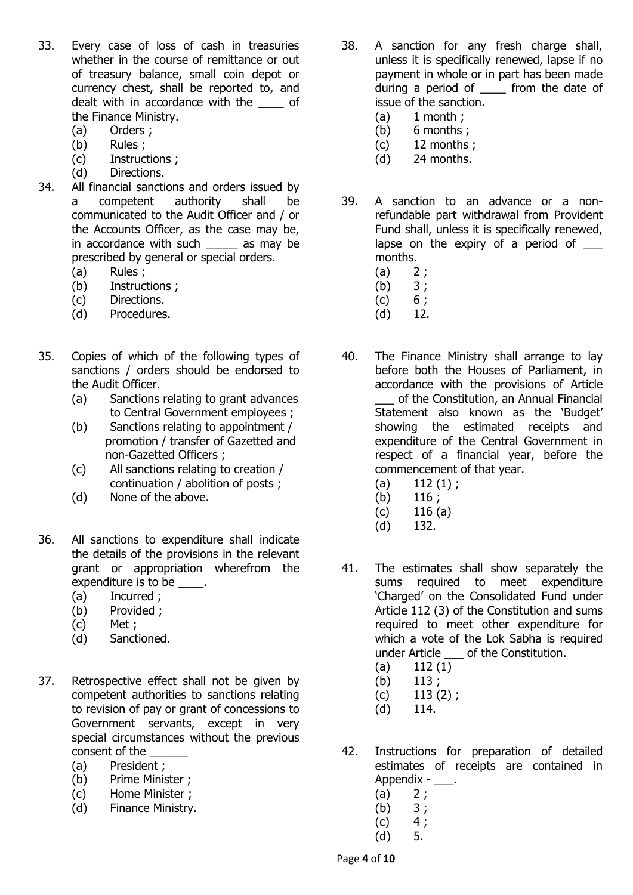33. Every case of loss of cash in treasuries whether in the course of remittance or out of treasury balance, small coin depot or currency chest, shall be reported to, and dealt with in accordance with the ____ of the Finance Ministry.
    - (a) Orders ;
    - (b) Rules ;
    - (c) Instructions ;
    - (d) Directions.

34. All financial sanctions and orders issued by a competent authority shall be communicated to the Audit Officer and / or the Accounts Officer, as the case may be, in accordance with such _____ as may be prescribed by general or special orders.
    - (a) Rules ;
    - (b) Instructions ;
    - (c) Directions.
    - (d) Procedures.

35. Copies of which of the following types of sanctions / orders should be endorsed to the Audit Officer.
    - (a) Sanctions relating to grant advances to Central Government employees ;
    - (b) Sanctions relating to appointment / promotion / transfer of Gazetted and non-Gazetted Officers ;
    - (c) All sanctions relating to creation / continuation / abolition of posts ;
    - (d) None of the above.

36. All sanctions to expenditure shall indicate the details of the provisions in the relevant grant or appropriation wherefrom the expenditure is to be ____.
    - (a) Incurred ;
    - (b) Provided ;
    - (c) Met ;
    - (d) Sanctioned.

37. Retrospective effect shall not be given by competent authorities to sanctions relating to revision of pay or grant of concessions to Government servants, except in very special circumstances without the previous consent of the ______
    - (a) President ;
    - (b) Prime Minister ;
    - (c) Home Minister ;
    - (d) Finance Ministry.

38. A sanction for any fresh charge shall, unless it is specifically renewed, lapse if no payment in whole or in part has been made during a period of ____ from the date of issue of the sanction.
    - (a) 1 month ;
    - (b) 6 months ;
    - (c) 12 months ;
    - (d) 24 months.

39. A sanction to an advance or a non-refundable part withdrawal from Provident Fund shall, unless it is specifically renewed, lapse on the expiry of a period of ___ months.
    - (a) 2 ;
    - (b) 3 ;
    - (c) 6 ;
    - (d) 12.

40. The Finance Ministry shall arrange to lay before both the Houses of Parliament, in accordance with the provisions of Article ___ of the Constitution, an Annual Financial Statement also known as the 'Budget' showing the estimated receipts and expenditure of the Central Government in respect of a financial year, before the commencement of that year.
    - (a) 112 (1) ;
    - (b) 116 ;
    - (c) 116 (a)
    - (d) 132.

41. The estimates shall show separately the sums required to meet expenditure 'Charged' on the Consolidated Fund under Article 112 (3) of the Constitution and sums required to meet other expenditure for which a vote of the Lok Sabha is required under Article ___ of the Constitution.
    - (a) 112 (1)
    - (b) 113 ;
    - (c) 113 (2) ;
    - (d) 114.

42. Instructions for preparation of detailed estimates of receipts are contained in Appendix - ___.
    - (a) 2 ;
    - (b) 3 ;
    - (c) 4 ;
    - (d) 5.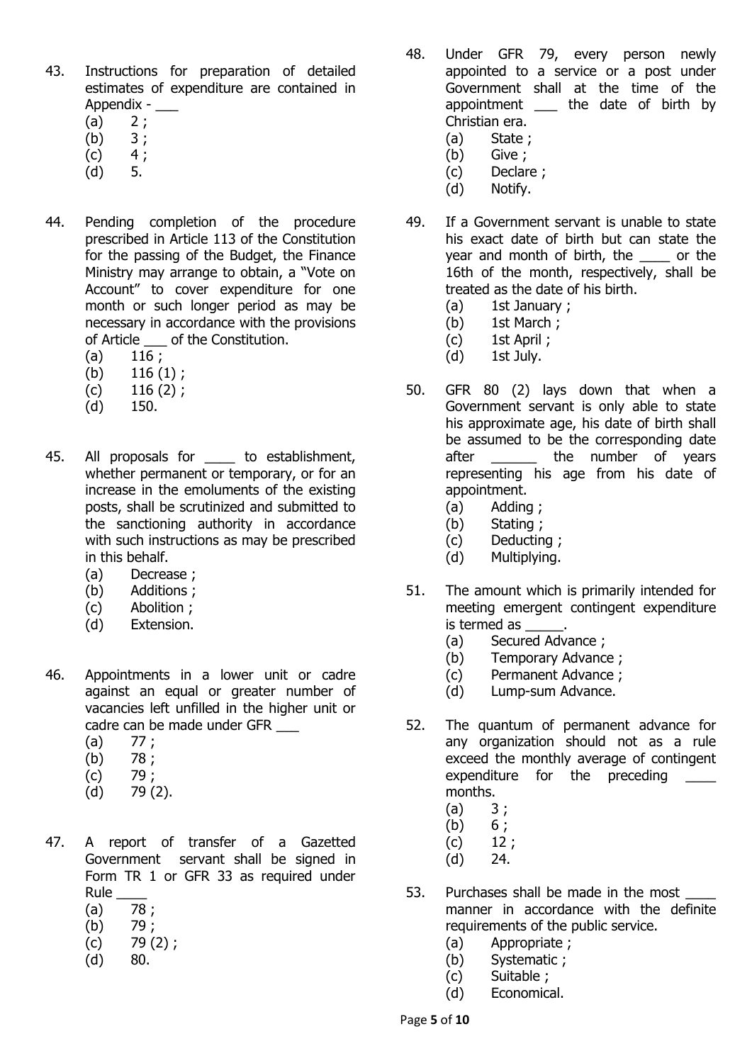43. Instructions for preparation of detailed estimates of expenditure are contained in Appendix - ___
    (a) 2 ;
    (b) 3 ;
    (c) 4 ;
    (d) 5.

44. Pending completion of the procedure prescribed in Article 113 of the Constitution for the passing of the Budget, the Finance Ministry may arrange to obtain, a "Vote on Account" to cover expenditure for one month or such longer period as may be necessary in accordance with the provisions of Article ___ of the Constitution.
    (a) 116 ;
    (b) 116 (1) ;
    (c) 116 (2) ;
    (d) 150.

45. All proposals for ____ to establishment, whether permanent or temporary, or for an increase in the emoluments of the existing posts, shall be scrutinized and submitted to the sanctioning authority in accordance with such instructions as may be prescribed in this behalf.
    (a) Decrease ;
    (b) Additions ;
    (c) Abolition ;
    (d) Extension.

46. Appointments in a lower unit or cadre against an equal or greater number of vacancies left unfilled in the higher unit or cadre can be made under GFR ___
    (a) 77 ;
    (b) 78 ;
    (c) 79 ;
    (d) 79 (2).

47. A report of transfer of a Gazetted Government servant shall be signed in Form TR 1 or GFR 33 as required under Rule ____
    (a) 78 ;
    (b) 79 ;
    (c) 79 (2) ;
    (d) 80.

48. Under GFR 79, every person newly appointed to a service or a post under Government shall at the time of the appointment ___ the date of birth by Christian era.
    (a) State ;
    (b) Give ;
    (c) Declare ;
    (d) Notify.

49. If a Government servant is unable to state his exact date of birth but can state the year and month of birth, the ____ or the 16th of the month, respectively, shall be treated as the date of his birth.
    (a) 1st January ;
    (b) 1st March ;
    (c) 1st April ;
    (d) 1st July.

50. GFR 80 (2) lays down that when a Government servant is only able to state his approximate age, his date of birth shall be assumed to be the corresponding date after ______ the number of years representing his age from his date of appointment.
    (a) Adding ;
    (b) Stating ;
    (c) Deducting ;
    (d) Multiplying.

51. The amount which is primarily intended for meeting emergent contingent expenditure is termed as _____.
    (a) Secured Advance ;
    (b) Temporary Advance ;
    (c) Permanent Advance ;
    (d) Lump-sum Advance.

52. The quantum of permanent advance for any organization should not as a rule exceed the monthly average of contingent expenditure for the preceding ____ months.
    (a) 3 ;
    (b) 6 ;
    (c) 12 ;
    (d) 24.

53. Purchases shall be made in the most ____ manner in accordance with the definite requirements of the public service.
    (a) Appropriate ;
    (b) Systematic ;
    (c) Suitable ;
    (d) Economical.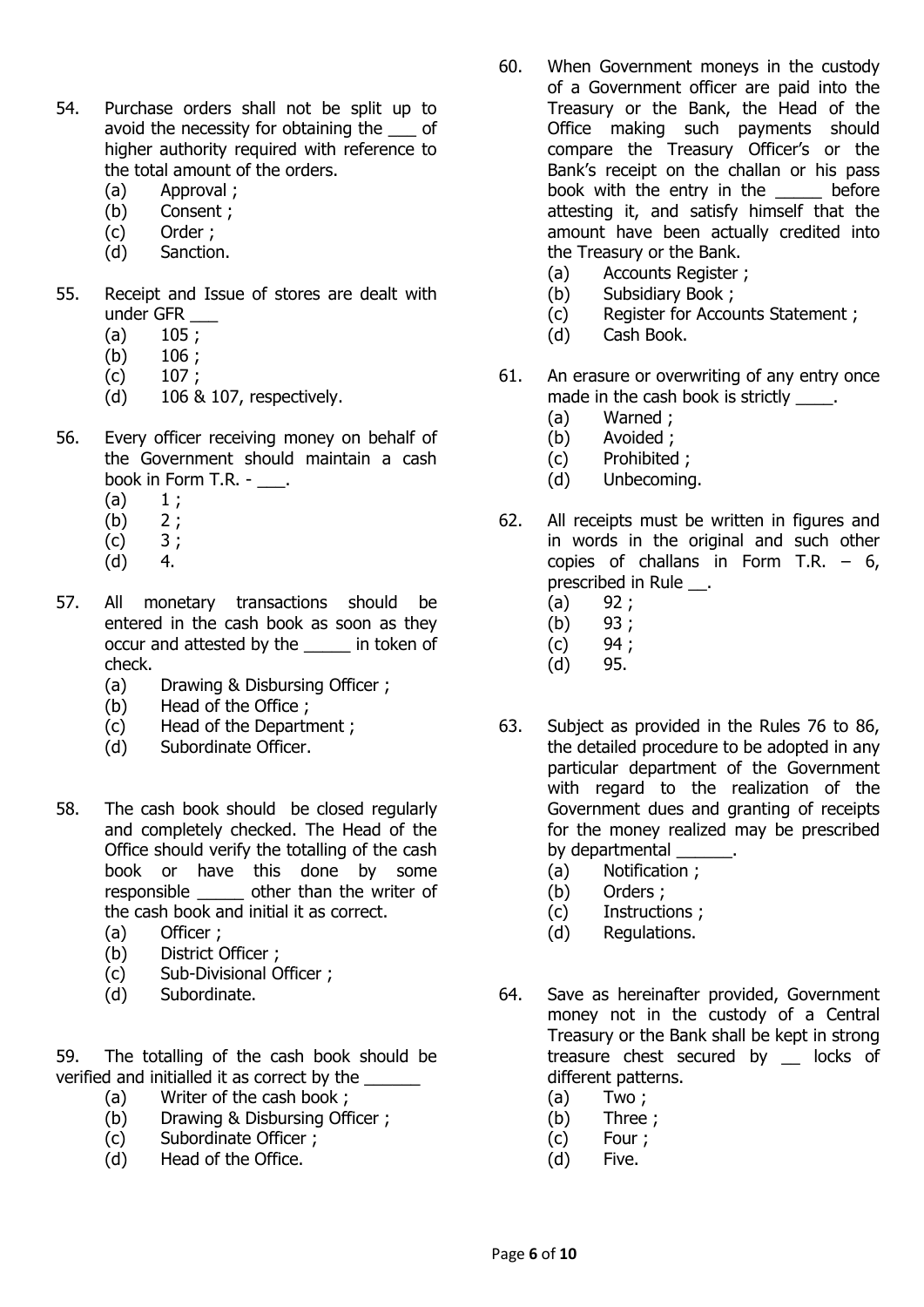54. Purchase orders shall not be split up to avoid the necessity for obtaining the ___ of higher authority required with reference to the total amount of the orders.
    - (a) Approval ;
    - (b) Consent ;
    - (c) Order ;
    - (d) Sanction.

55. Receipt and Issue of stores are dealt with under GFR ___
    - (a) 105 ;
    - (b) 106 ;
    - (c) 107 ;
    - (d) 106 & 107, respectively.

56. Every officer receiving money on behalf of the Government should maintain a cash book in Form T.R. - ___.
    - (a) 1 ;
    - (b) 2 ;
    - (c) 3 ;
    - (d) 4.

57. All monetary transactions should be entered in the cash book as soon as they occur and attested by the _____ in token of check.
    - (a) Drawing & Disbursing Officer ;
    - (b) Head of the Office ;
    - (c) Head of the Department ;
    - (d) Subordinate Officer.

58. The cash book should be closed regularly and completely checked. The Head of the Office should verify the totalling of the cash book or have this done by some responsible _____ other than the writer of the cash book and initial it as correct.
    - (a) Officer ;
    - (b) District Officer ;
    - (c) Sub-Divisional Officer ;
    - (d) Subordinate.

59. The totalling of the cash book should be verified and initialled it as correct by the ______
    - (a) Writer of the cash book ;
    - (b) Drawing & Disbursing Officer ;
    - (c) Subordinate Officer ;
    - (d) Head of the Office.

60. When Government moneys in the custody of a Government officer are paid into the Treasury or the Bank, the Head of the Office making such payments should compare the Treasury Officer's or the Bank's receipt on the challan or his pass book with the entry in the _____ before attesting it, and satisfy himself that the amount have been actually credited into the Treasury or the Bank.
    - (a) Accounts Register ;
    - (b) Subsidiary Book ;
    - (c) Register for Accounts Statement ;
    - (d) Cash Book.

61. An erasure or overwriting of any entry once made in the cash book is strictly ____.
    - (a) Warned ;
    - (b) Avoided ;
    - (c) Prohibited ;
    - (d) Unbecoming.

62. All receipts must be written in figures and in words in the original and such other copies of challans in Form T.R. – 6, prescribed in Rule __.
    - (a) 92 ;
    - (b) 93 ;
    - (c) 94 ;
    - (d) 95.

63. Subject as provided in the Rules 76 to 86, the detailed procedure to be adopted in any particular department of the Government with regard to the realization of the Government dues and granting of receipts for the money realized may be prescribed by departmental ______.
    - (a) Notification ;
    - (b) Orders ;
    - (c) Instructions ;
    - (d) Regulations.

64. Save as hereinafter provided, Government money not in the custody of a Central Treasury or the Bank shall be kept in strong treasure chest secured by __ locks of different patterns.
    - (a) Two ;
    - (b) Three ;
    - (c) Four ;
    - (d) Five.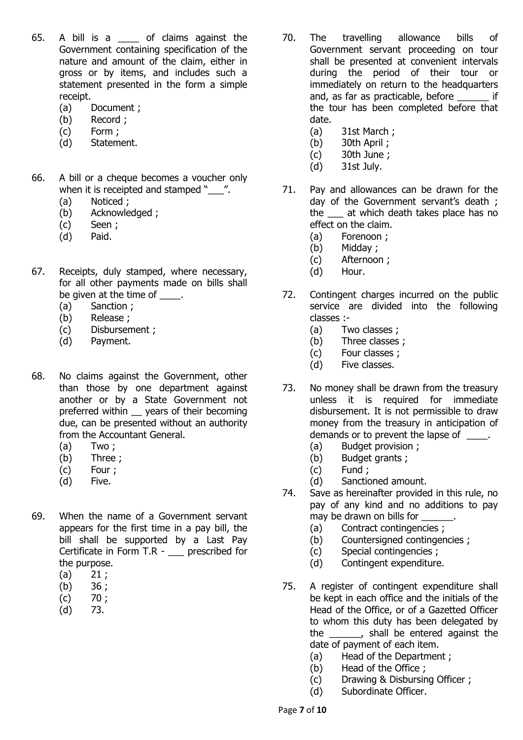65. A bill is a ____ of claims against the Government containing specification of the nature and amount of the claim, either in gross or by items, and includes such a statement presented in the form a simple receipt.
    (a) Document ;
    (b) Record ;
    (c) Form ;
    (d) Statement.

66. A bill or a cheque becomes a voucher only when it is receipted and stamped "___".
    (a) Noticed ;
    (b) Acknowledged ;
    (c) Seen ;
    (d) Paid.

67. Receipts, duly stamped, where necessary, for all other payments made on bills shall be given at the time of ____.
    (a) Sanction ;
    (b) Release ;
    (c) Disbursement ;
    (d) Payment.

68. No claims against the Government, other than those by one department against another or by a State Government not preferred within __ years of their becoming due, can be presented without an authority from the Accountant General.
    (a) Two ;
    (b) Three ;
    (c) Four ;
    (d) Five.

69. When the name of a Government servant appears for the first time in a pay bill, the bill shall be supported by a Last Pay Certificate in Form T.R - ___ prescribed for the purpose.
    (a) 21 ;
    (b) 36 ;
    (c) 70 ;
    (d) 73.

70. The travelling allowance bills of Government servant proceeding on tour shall be presented at convenient intervals during the period of their tour or immediately on return to the headquarters and, as far as practicable, before ______ if the tour has been completed before that date.
    (a) 31st March ;
    (b) 30th April ;
    (c) 30th June ;
    (d) 31st July.

71. Pay and allowances can be drawn for the day of the Government servant's death ; the ___ at which death takes place has no effect on the claim.
    (a) Forenoon ;
    (b) Midday ;
    (c) Afternoon ;
    (d) Hour.

72. Contingent charges incurred on the public service are divided into the following classes :-
    (a) Two classes ;
    (b) Three classes ;
    (c) Four classes ;
    (d) Five classes.

73. No money shall be drawn from the treasury unless it is required for immediate disbursement. It is not permissible to draw money from the treasury in anticipation of demands or to prevent the lapse of ____.
    (a) Budget provision ;
    (b) Budget grants ;
    (c) Fund ;
    (d) Sanctioned amount.

74. Save as hereinafter provided in this rule, no pay of any kind and no additions to pay may be drawn on bills for ______.
    (a) Contract contingencies ;
    (b) Countersigned contingencies ;
    (c) Special contingencies ;
    (d) Contingent expenditure.

75. A register of contingent expenditure shall be kept in each office and the initials of the Head of the Office, or of a Gazetted Officer to whom this duty has been delegated by the ______, shall be entered against the date of payment of each item.
    (a) Head of the Department ;
    (b) Head of the Office ;
    (c) Drawing & Disbursing Officer ;
    (d) Subordinate Officer.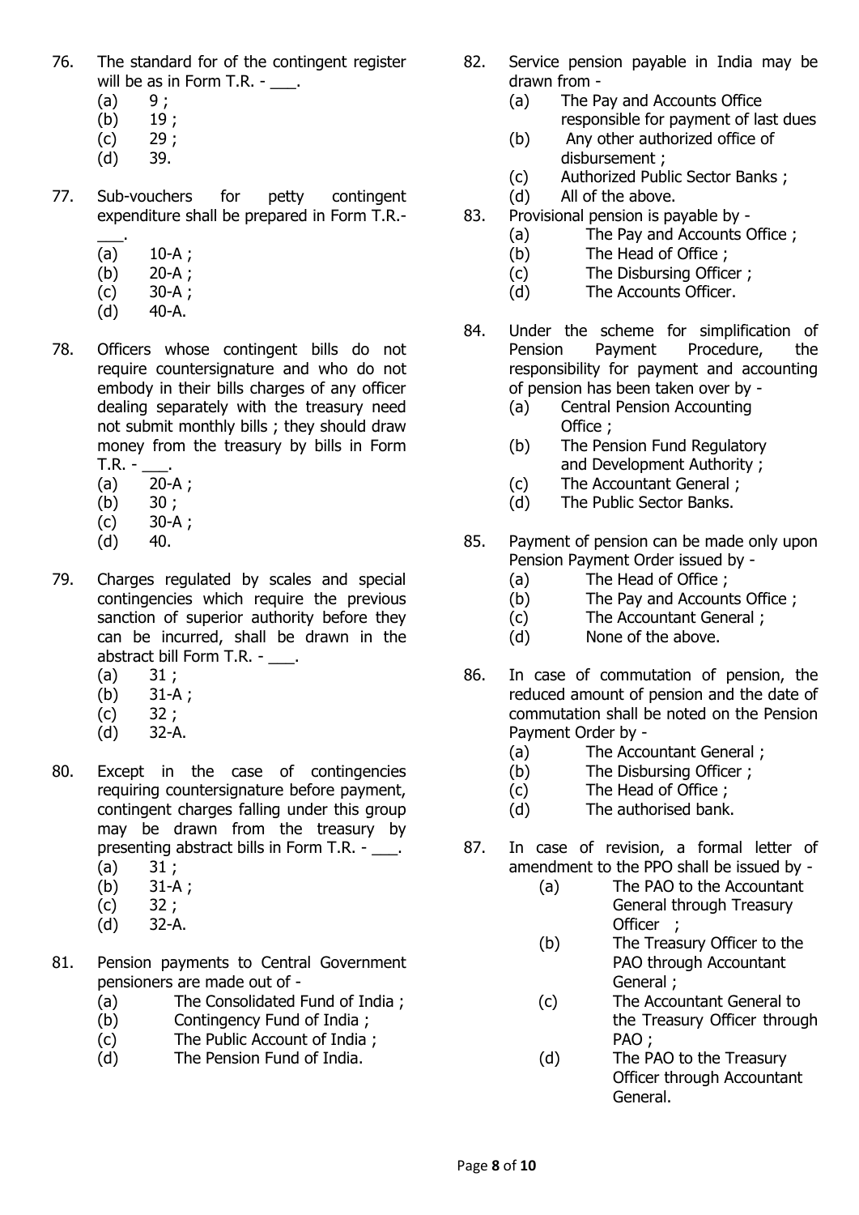76. The standard for of the contingent register will be as in Form T.R. - ___.
    (a) 9 ;
    (b) 19 ;
    (c) 29 ;
    (d) 39.

77. Sub-vouchers for petty contingent expenditure shall be prepared in Form T.R.- ___.
    (a) 10-A ;
    (b) 20-A ;
    (c) 30-A ;
    (d) 40-A.

78. Officers whose contingent bills do not require countersignature and who do not embody in their bills charges of any officer dealing separately with the treasury need not submit monthly bills ; they should draw money from the treasury by bills in Form T.R. - ___.
    (a) 20-A ;
    (b) 30 ;
    (c) 30-A ;
    (d) 40.

79. Charges regulated by scales and special contingencies which require the previous sanction of superior authority before they can be incurred, shall be drawn in the abstract bill Form T.R. - ___.
    (a) 31 ;
    (b) 31-A ;
    (c) 32 ;
    (d) 32-A.

80. Except in the case of contingencies requiring countersignature before payment, contingent charges falling under this group may be drawn from the treasury by presenting abstract bills in Form T.R. - ___.
    (a) 31 ;
    (b) 31-A ;
    (c) 32 ;
    (d) 32-A.

81. Pension payments to Central Government pensioners are made out of -
    (a) The Consolidated Fund of India ;
    (b) Contingency Fund of India ;
    (c) The Public Account of India ;
    (d) The Pension Fund of India.

82. Service pension payable in India may be drawn from -
    (a) The Pay and Accounts Office responsible for payment of last dues
    (b) Any other authorized office of disbursement ;
    (c) Authorized Public Sector Banks ;
    (d) All of the above.

83. Provisional pension is payable by -
    (a) The Pay and Accounts Office ;
    (b) The Head of Office ;
    (c) The Disbursing Officer ;
    (d) The Accounts Officer.

84. Under the scheme for simplification of Pension Payment Procedure, the responsibility for payment and accounting of pension has been taken over by -
    (a) Central Pension Accounting Office ;
    (b) The Pension Fund Regulatory and Development Authority ;
    (c) The Accountant General ;
    (d) The Public Sector Banks.

85. Payment of pension can be made only upon Pension Payment Order issued by -
    (a) The Head of Office ;
    (b) The Pay and Accounts Office ;
    (c) The Accountant General ;
    (d) None of the above.

86. In case of commutation of pension, the reduced amount of pension and the date of commutation shall be noted on the Pension Payment Order by -
    (a) The Accountant General ;
    (b) The Disbursing Officer ;
    (c) The Head of Office ;
    (d) The authorised bank.

87. In case of revision, a formal letter of amendment to the PPO shall be issued by -
    (a) The PAO to the Accountant General through Treasury Officer ;
    (b) The Treasury Officer to the PAO through Accountant General ;
    (c) The Accountant General to the Treasury Officer through PAO ;
    (d) The PAO to the Treasury Officer through Accountant General.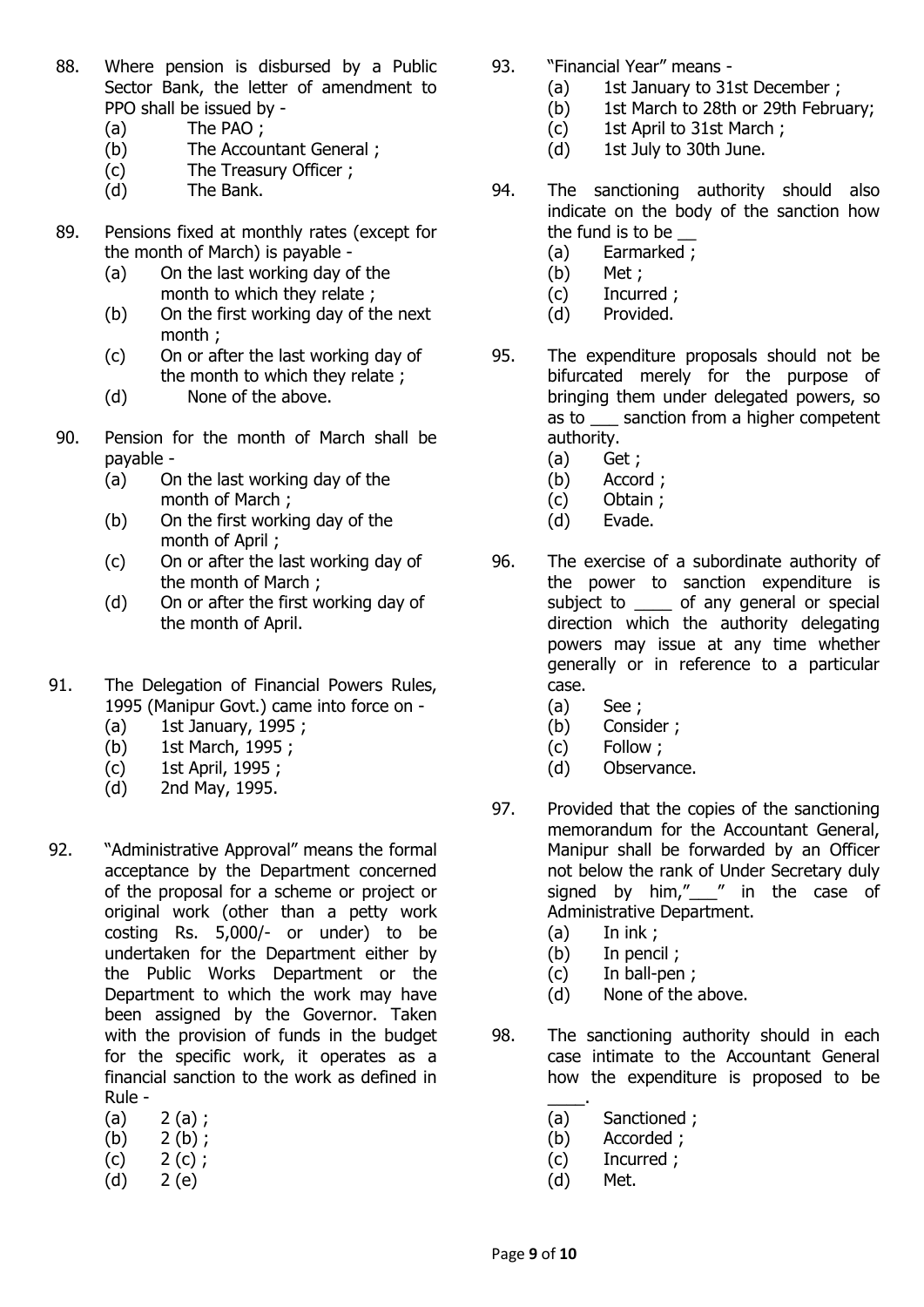88. Where pension is disbursed by a Public Sector Bank, the letter of amendment to PPO shall be issued by -
    (a) The PAO ;
    (b) The Accountant General ;
    (c) The Treasury Officer ;
    (d) The Bank.

89. Pensions fixed at monthly rates (except for the month of March) is payable -
    (a) On the last working day of the month to which they relate ;
    (b) On the first working day of the next month ;
    (c) On or after the last working day of the month to which they relate ;
    (d) None of the above.

90. Pension for the month of March shall be payable -
    (a) On the last working day of the month of March ;
    (b) On the first working day of the month of April ;
    (c) On or after the last working day of the month of March ;
    (d) On or after the first working day of the month of April.

91. The Delegation of Financial Powers Rules, 1995 (Manipur Govt.) came into force on -
    (a) 1st January, 1995 ;
    (b) 1st March, 1995 ;
    (c) 1st April, 1995 ;
    (d) 2nd May, 1995.

92. "Administrative Approval" means the formal acceptance by the Department concerned of the proposal for a scheme or project or original work (other than a petty work costing Rs. 5,000/- or under) to be undertaken for the Department either by the Public Works Department or the Department to which the work may have been assigned by the Governor. Taken with the provision of funds in the budget for the specific work, it operates as a financial sanction to the work as defined in Rule -
    (a) 2 (a) ;
    (b) 2 (b) ;
    (c) 2 (c) ;
    (d) 2 (e)

93. "Financial Year" means -
    (a) 1st January to 31st December ;
    (b) 1st March to 28th or 29th February;
    (c) 1st April to 31st March ;
    (d) 1st July to 30th June.

94. The sanctioning authority should also indicate on the body of the sanction how the fund is to be __
    (a) Earmarked ;
    (b) Met ;
    (c) Incurred ;
    (d) Provided.

95. The expenditure proposals should not be bifurcated merely for the purpose of bringing them under delegated powers, so as to ___ sanction from a higher competent authority.
    (a) Get ;
    (b) Accord ;
    (c) Obtain ;
    (d) Evade.

96. The exercise of a subordinate authority of the power to sanction expenditure is subject to ____ of any general or special direction which the authority delegating powers may issue at any time whether generally or in reference to a particular case.
    (a) See ;
    (b) Consider ;
    (c) Follow ;
    (d) Observance.

97. Provided that the copies of the sanctioning memorandum for the Accountant General, Manipur shall be forwarded by an Officer not below the rank of Under Secretary duly signed by him,"___" in the case of Administrative Department.
    (a) In ink ;
    (b) In pencil ;
    (c) In ball-pen ;
    (d) None of the above.

98. The sanctioning authority should in each case intimate to the Accountant General how the expenditure is proposed to be ____.
    (a) Sanctioned ;
    (b) Accorded ;
    (c) Incurred ;
    (d) Met.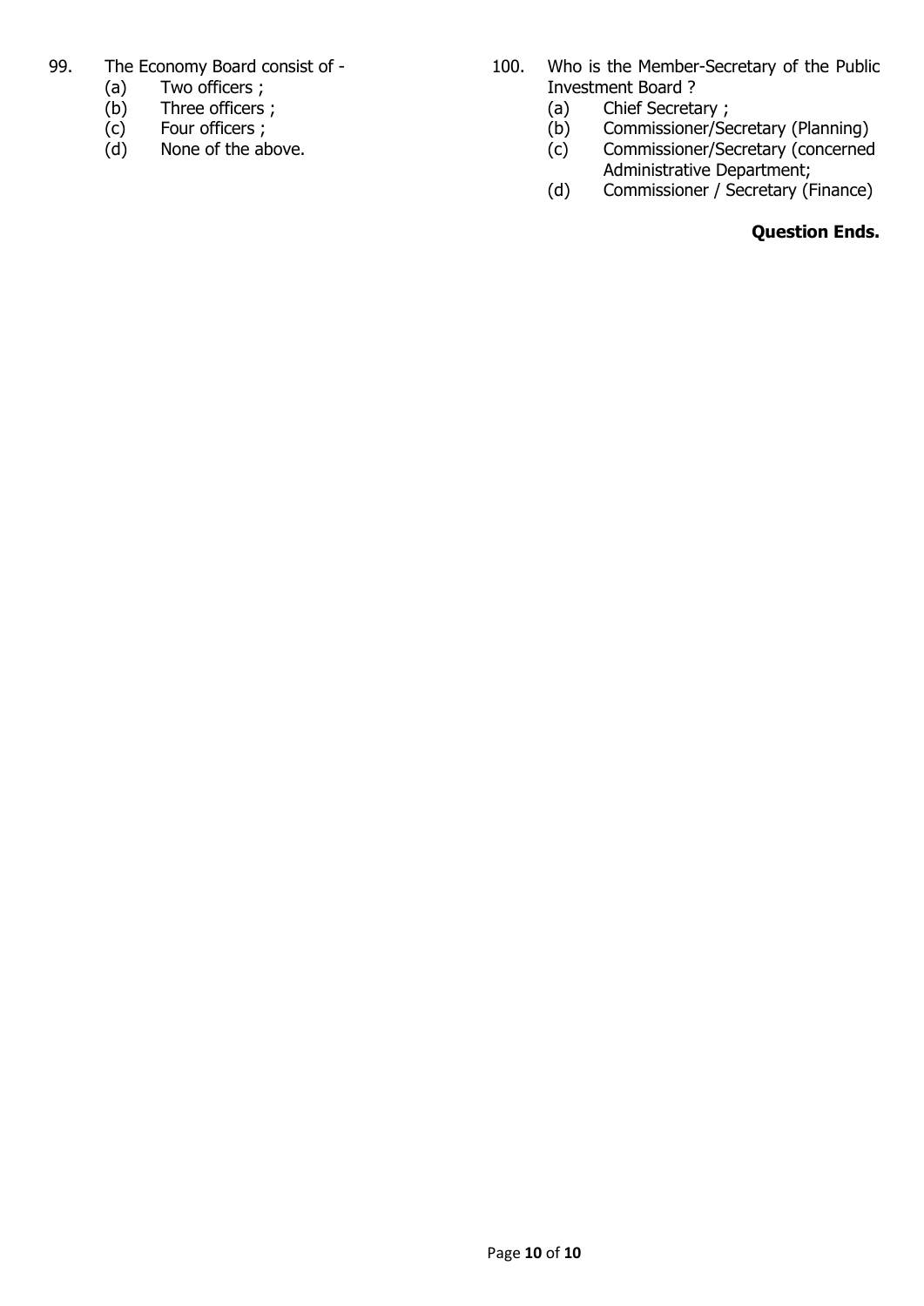99. The Economy Board consist of -
    (a) Two officers ;
    (b) Three officers ;
    (c) Four officers ;
    (d) None of the above.

100. Who is the Member-Secretary of the Public Investment Board ?
    (a) Chief Secretary ;
    (b) Commissioner/Secretary (Planning)
    (c) Commissioner/Secretary (concerned Administrative Department;
    (d) Commissioner / Secretary (Finance)

**Question Ends.**